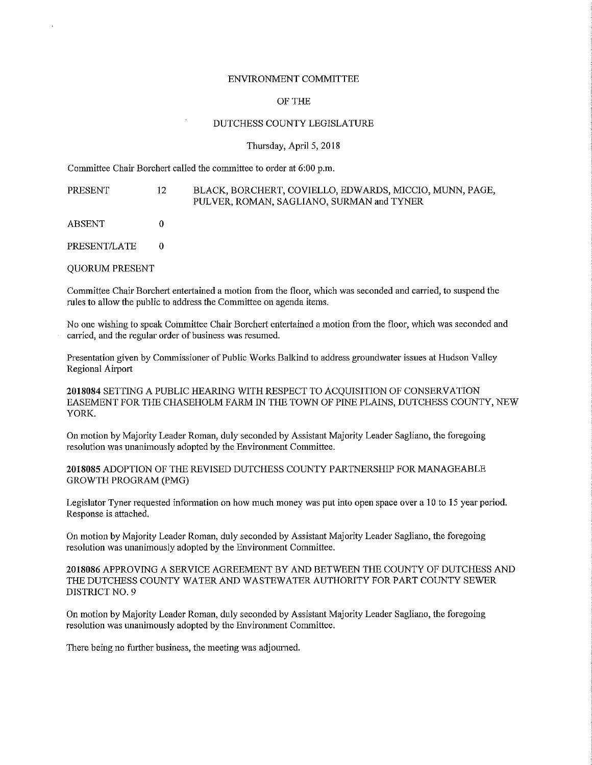# ENVIRONMENT COMMITTEE

## OF THE

## DUTCHESS COUNTY LEGISLATURE

Thursday, April 5, 2018

Committee Chair Borchert called the committee to order at 6:00 p.m.

| | | |
|---|---|---|
| PRESENT | 12 | BLACK, BORCHERT, COVIELLO, EDWARDS, MICCIO, MUNN, PAGE, PULVER, ROMAN, SAGLIANO, SURMAN and TYNER |
| ABSENT | 0 | |
| PRESENT/LATE | 0 | |

QUORUM PRESENT

Committee Chair Borchert entertained a motion from the floor, which was seconded and carried, to suspend the rules to allow the public to address the Committee on agenda items.

No one wishing to speak Committee Chair Borchert entertained a motion from the floor, which was seconded and carried, and the regular order of business was resumed.

Presentation given by Commissioner of Public Works Balkind to address groundwater issues at Hudson Valley Regional Airport

**2018084** SETTING A PUBLIC HEARING WITH RESPECT TO ACQUISITION OF CONSERVATION EASEMENT FOR THE CHASEHOLM FARM IN THE TOWN OF PINE PLAINS, DUTCHESS COUNTY, NEW YORK.

On motion by Majority Leader Roman, duly seconded by Assistant Majority Leader Sagliano, the foregoing resolution was unanimously adopted by the Environment Committee.

**2018085** ADOPTION OF THE REVISED DUTCHESS COUNTY PARTNERSHIP FOR MANAGEABLE GROWTH PROGRAM (PMG)

Legislator Tyner requested information on how much money was put into open space over a 10 to 15 year period. Response is attached.

On motion by Majority Leader Roman, duly seconded by Assistant Majority Leader Sagliano, the foregoing resolution was unanimously adopted by the Environment Committee.

**2018086** APPROVING A SERVICE AGREEMENT BY AND BETWEEN THE COUNTY OF DUTCHESS AND THE DUTCHESS COUNTY WATER AND WASTEWATER AUTHORITY FOR PART COUNTY SEWER DISTRICT NO. 9

On motion by Majority Leader Roman, duly seconded by Assistant Majority Leader Sagliano, the foregoing resolution was unanimously adopted by the Environment Committee.

There being no further business, the meeting was adjourned.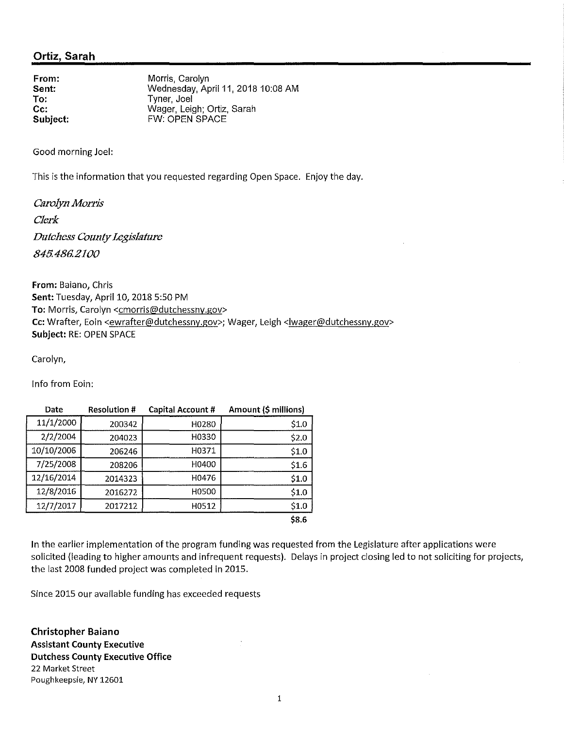## Ortiz, Sarah

**From:** Morris, Carolyn
**Sent:** Wednesday, April 11, 2018 10:08 AM
**To:** Tyner, Joel
**Cc:** Wager, Leigh; Ortiz, Sarah
**Subject:** FW: OPEN SPACE

Good morning Joel:

This is the information that you requested regarding Open Space. Enjoy the day.

*Carolyn Morris*
*Clerk*
*Dutchess County Legislature*
*845.486.2100*

**From:** Baiano, Chris
**Sent:** Tuesday, April 10, 2018 5:50 PM
**To:** Morris, Carolyn <cmorris@dutchessny.gov>
**Cc:** Wrafter, Eoin <ewrafter@dutchessny.gov>; Wager, Leigh <lwager@dutchessny.gov>
**Subject:** RE: OPEN SPACE

Carolyn,

Info from Eoin:

| Date | Resolution # | Capital Account # | Amount ($ millions) |
|---|---|---|---|
| 11/1/2000 | 200342 | H0280 | $1.0 |
| 2/2/2004 | 204023 | H0330 | $2.0 |
| 10/10/2006 | 206246 | H0371 | $1.0 |
| 7/25/2008 | 208206 | H0400 | $1.6 |
| 12/16/2014 | 2014323 | H0476 | $1.0 |
| 12/8/2016 | 2016272 | H0500 | $1.0 |
| 12/7/2017 | 2017212 | H0512 | $1.0 |
| | | | **$8.6** |

In the earlier implementation of the program funding was requested from the Legislature after applications were solicited (leading to higher amounts and infrequent requests). Delays in project closing led to not soliciting for projects, the last 2008 funded project was completed in 2015.

Since 2015 our available funding has exceeded requests

**Christopher Baiano**
**Assistant County Executive**
**Dutchess County Executive Office**
22 Market Street
Poughkeepsie, NY 12601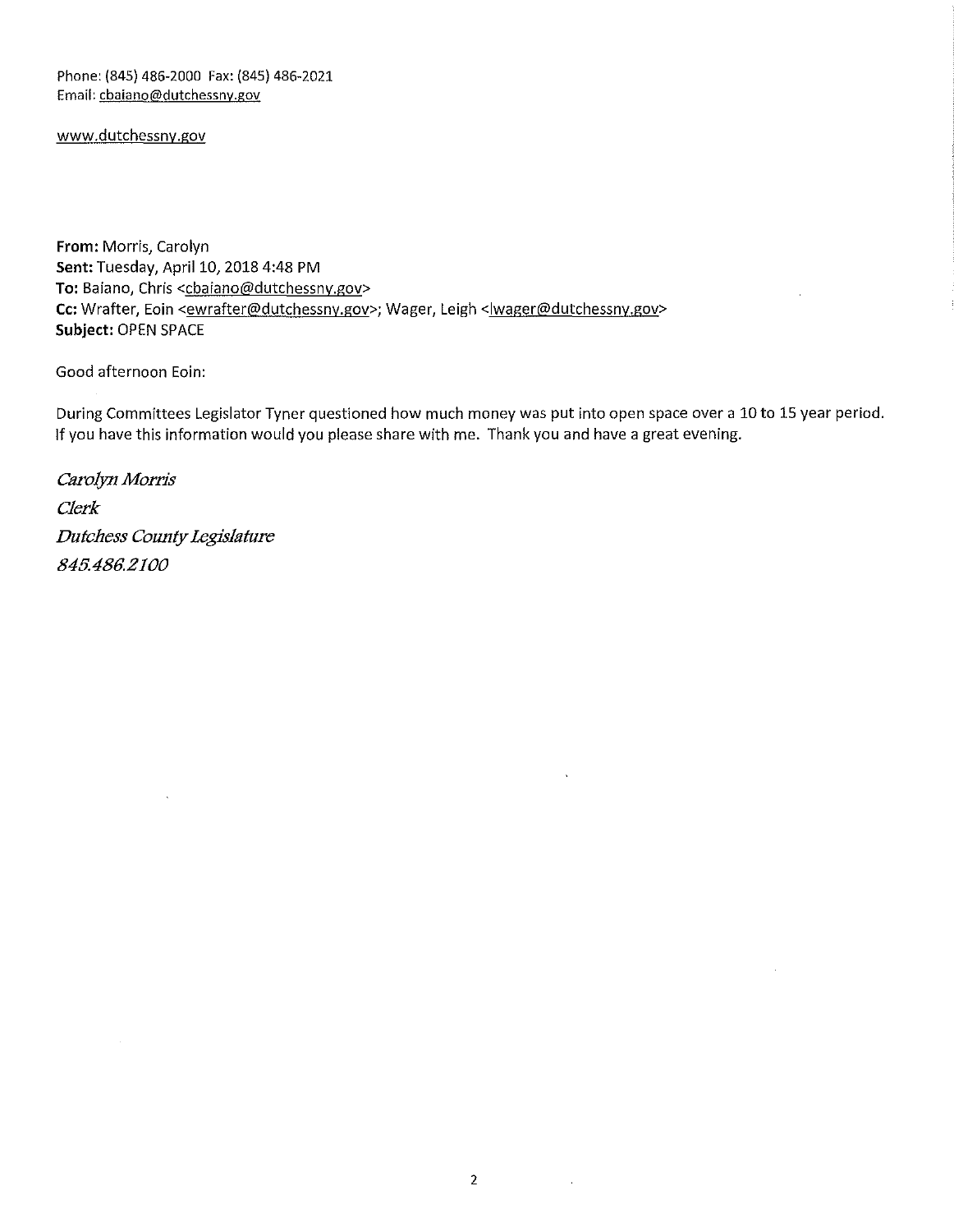Phone: (845) 486-2000 Fax: (845) 486-2021
Email: cbaiano@dutchessny.gov

www.dutchessny.gov

**From:** Morris, Carolyn
**Sent:** Tuesday, April 10, 2018 4:48 PM
**To:** Baiano, Chris <cbaiano@dutchessny.gov>
**Cc:** Wrafter, Eoin <ewrafter@dutchessny.gov>; Wager, Leigh <lwager@dutchessny.gov>
**Subject:** OPEN SPACE

Good afternoon Eoin:

During Committees Legislator Tyner questioned how much money was put into open space over a 10 to 15 year period. If you have this information would you please share with me. Thank you and have a great evening.

*Carolyn Morris*
*Clerk*
*Dutchess County Legislature*
*845.486.2100*